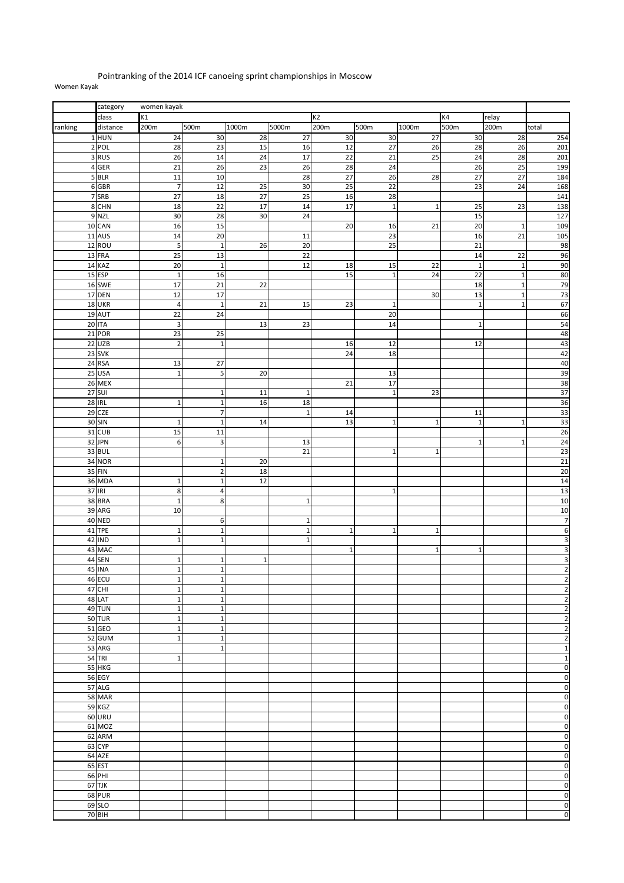Pointranking of the 2014 ICF canoeing sprint championships in Moscow

Women Kayak

| | category | women kayak | | | | | | | | | |
|---|---|---|---|---|---|---|---|---|---|---|---|
| | class | K1 | | | | K2 | | | K4 | relay | |
| ranking | distance | 200m | 500m | 1000m | 5000m | 200m | 500m | 1000m | 500m | 200m | total |
| 1 | HUN | 24 | 30 | 28 | 27 | 30 | 30 | 27 | 30 | 28 | 254 |
| 2 | POL | 28 | 23 | 15 | 16 | 12 | 27 | 26 | 28 | 26 | 201 |
| 3 | RUS | 26 | 14 | 24 | 17 | 22 | 21 | 25 | 24 | 28 | 201 |
| 4 | GER | 21 | 26 | 23 | 26 | 28 | 24 | | 26 | 25 | 199 |
| 5 | BLR | 11 | 10 | | 28 | 27 | 26 | 28 | 27 | 27 | 184 |
| 6 | GBR | 7 | 12 | 25 | 30 | 25 | 22 | | 23 | 24 | 168 |
| 7 | SRB | 27 | 18 | 27 | 25 | 16 | 28 | | | | 141 |
| 8 | CHN | 18 | 22 | 17 | 14 | 17 | 1 | 1 | 25 | 23 | 138 |
| 9 | NZL | 30 | 28 | 30 | 24 | | | | 15 | | 127 |
| 10 | CAN | 16 | 15 | | | 20 | 16 | 21 | 20 | 1 | 109 |
| 11 | AUS | 14 | 20 | | 11 | | 23 | | 16 | 21 | 105 |
| 12 | ROU | 5 | 1 | 26 | 20 | | 25 | | 21 | | 98 |
| 13 | FRA | 25 | 13 | | 22 | | | | 14 | 22 | 96 |
| 14 | KAZ | 20 | 1 | | 12 | 18 | 15 | 22 | 1 | 1 | 90 |
| 15 | ESP | 1 | 16 | | | 15 | 1 | 24 | 22 | 1 | 80 |
| 16 | SWE | 17 | 21 | 22 | | | | | 18 | 1 | 79 |
| 17 | DEN | 12 | 17 | | | | | 30 | 13 | 1 | 73 |
| 18 | UKR | 4 | 1 | 21 | 15 | 23 | 1 | | 1 | 1 | 67 |
| 19 | AUT | 22 | 24 | | | | 20 | | | | 66 |
| 20 | ITA | 3 | | 13 | 23 | | 14 | | 1 | | 54 |
| 21 | POR | 23 | 25 | | | | | | | | 48 |
| 22 | UZB | 2 | 1 | | | 16 | 12 | | 12 | | 43 |
| 23 | SVK | | | | | 24 | 18 | | | | 42 |
| 24 | RSA | 13 | 27 | | | | | | | | 40 |
| 25 | USA | 1 | 5 | 20 | | | 13 | | | | 39 |
| 26 | MEX | | | | | 21 | 17 | | | | 38 |
| 27 | SUI | | 1 | 11 | 1 | | 1 | 23 | | | 37 |
| 28 | IRL | 1 | 1 | 16 | 18 | | | | | | 36 |
| 29 | CZE | | 7 | | 1 | 14 | | | 11 | | 33 |
| 30 | SIN | 1 | 1 | 14 | | 13 | 1 | 1 | 1 | 1 | 33 |
| 31 | CUB | 15 | 11 | | | | | | | | 26 |
| 32 | JPN | 6 | 3 | | 13 | | | | 1 | 1 | 24 |
| 33 | BUL | | | | 21 | | 1 | 1 | | | 23 |
| 34 | NOR | | 1 | 20 | | | | | | | 21 |
| 35 | FIN | | 2 | 18 | | | | | | | 20 |
| 36 | MDA | 1 | 1 | 12 | | | | | | | 14 |
| 37 | IRI | 8 | 4 | | | | 1 | | | | 13 |
| 38 | BRA | 1 | 8 | | 1 | | | | | | 10 |
| 39 | ARG | 10 | | | | | | | | | 10 |
| 40 | NED | | 6 | | 1 | | | | | | 7 |
| 41 | TPE | 1 | 1 | | 1 | 1 | 1 | 1 | | | 6 |
| 42 | IND | 1 | 1 | | 1 | | | | | | 3 |
| 43 | MAC | | | | | 1 | | 1 | 1 | | 3 |
| 44 | SEN | 1 | 1 | 1 | | | | | | | 3 |
| 45 | INA | 1 | 1 | | | | | | | | 2 |
| 46 | ECU | 1 | 1 | | | | | | | | 2 |
| 47 | CHI | 1 | 1 | | | | | | | | 2 |
| 48 | LAT | 1 | 1 | | | | | | | | 2 |
| 49 | TUN | 1 | 1 | | | | | | | | 2 |
| 50 | TUR | 1 | 1 | | | | | | | | 2 |
| 51 | GEO | 1 | 1 | | | | | | | | 2 |
| 52 | GUM | 1 | 1 | | | | | | | | 2 |
| 53 | ARG | | 1 | | | | | | | | 1 |
| 54 | TRI | 1 | | | | | | | | | 1 |
| 55 | HKG | | | | | | | | | | 0 |
| 56 | EGY | | | | | | | | | | 0 |
| 57 | ALG | | | | | | | | | | 0 |
| 58 | MAR | | | | | | | | | | 0 |
| 59 | KGZ | | | | | | | | | | 0 |
| 60 | URU | | | | | | | | | | 0 |
| 61 | MOZ | | | | | | | | | | 0 |
| 62 | ARM | | | | | | | | | | 0 |
| 63 | CYP | | | | | | | | | | 0 |
| 64 | AZE | | | | | | | | | | 0 |
| 65 | EST | | | | | | | | | | 0 |
| 66 | PHI | | | | | | | | | | 0 |
| 67 | TJK | | | | | | | | | | 0 |
| 68 | PUR | | | | | | | | | | 0 |
| 69 | SLO | | | | | | | | | | 0 |
| 70 | BIH | | | | | | | | | | 0 |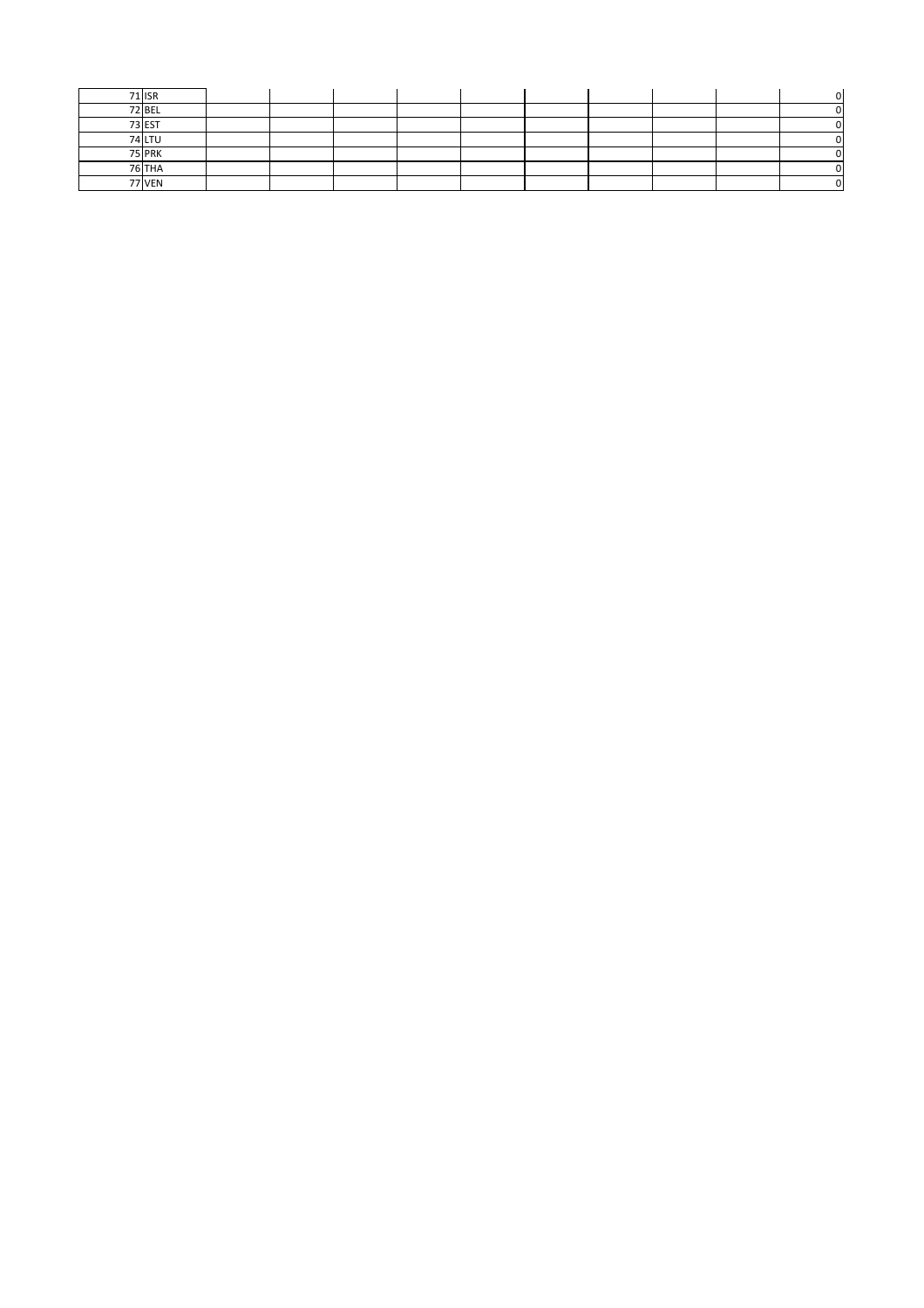| | | | | | | | | | | | |
|---|---|---|---|---|---|---|---|---|---|---|---|
| 71 | ISR | | | | | | | | | | 0 |
| 72 | BEL | | | | | | | | | | 0 |
| 73 | EST | | | | | | | | | | 0 |
| 74 | LTU | | | | | | | | | | 0 |
| 75 | PRK | | | | | | | | | | 0 |
| 76 | THA | | | | | | | | | | 0 |
| 77 | VEN | | | | | | | | | | 0 |